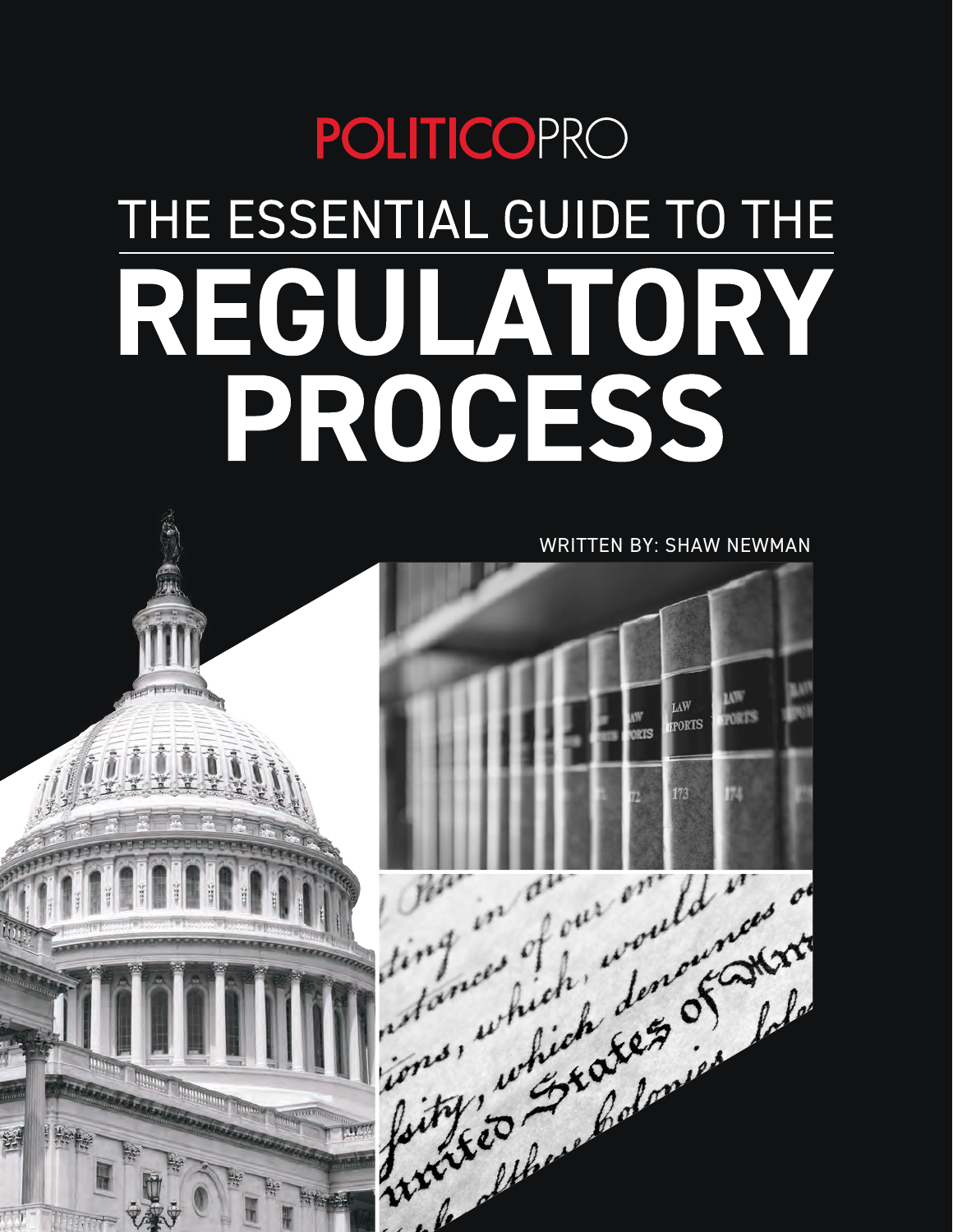POLITICOPRO

# THE ESSENTIAL GUIDE TO THE REGULATORY PROCESS

WRITTEN BY: SHAW NEWMAN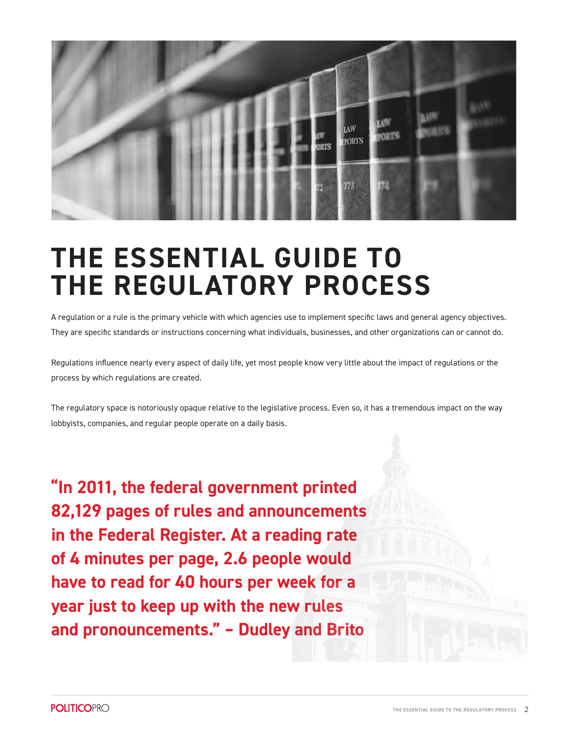# THE ESSENTIAL GUIDE TO THE REGULATORY PROCESS

A regulation or a rule is the primary vehicle with which agencies use to implement specific laws and general agency objectives. They are specific standards or instructions concerning what individuals, businesses, and other organizations can or cannot do.

Regulations influence nearly every aspect of daily life, yet most people know very little about the impact of regulations or the process by which regulations are created.

The regulatory space is notoriously opaque relative to the legislative process. Even so, it has a tremendous impact on the way lobbyists, companies, and regular people operate on a daily basis.

**"In 2011, the federal government printed 82,129 pages of rules and announcements in the Federal Register. At a reading rate of 4 minutes per page, 2.6 people would have to read for 40 hours per week for a year just to keep up with the new rules and pronouncements." – Dudley and Brito**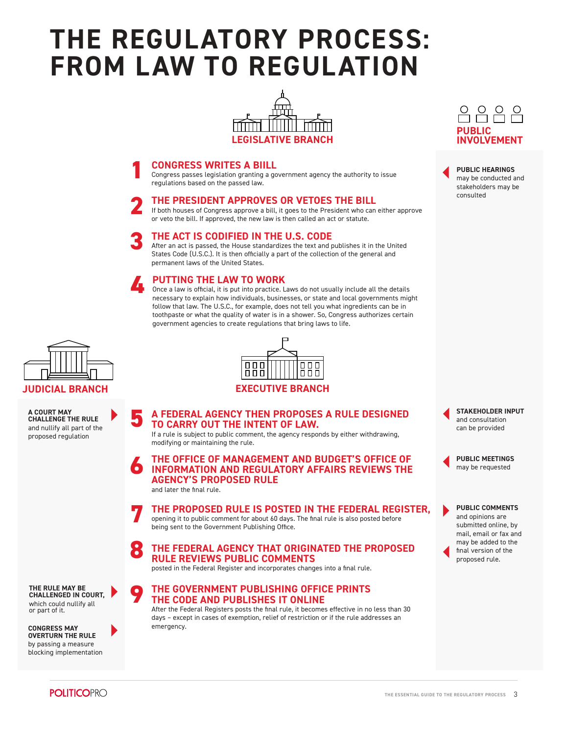# THE REGULATORY PROCESS: FROM LAW TO REGULATION

## LEGISLATIVE BRANCH

### 1 CONGRESS WRITES A BIILL

Congress passes legislation granting a government agency the authority to issue regulations based on the passed law.

### 2 THE PRESIDENT APPROVES OR VETOES THE BILL

If both houses of Congress approve a bill, it goes to the President who can either approve or veto the bill. If approved, the new law is then called an act or statute.

### 3 THE ACT IS CODIFIED IN THE U.S. CODE

After an act is passed, the House standardizes the text and publishes it in the United States Code (U.S.C.). It is then officially a part of the collection of the general and permanent laws of the United States.

### 4 PUTTING THE LAW TO WORK

Once a law is official, it is put into practice. Laws do not usually include all the details necessary to explain how individuals, businesses, or state and local governments might follow that law. The U.S.C., for example, does not tell you what ingredients can be in toothpaste or what the quality of water is in a shower. So, Congress authorizes certain government agencies to create regulations that bring laws to life.

## PUBLIC INVOLVEMENT

**PUBLIC HEARINGS** may be conducted and stakeholders may be consulted

## EXECUTIVE BRANCH

### 5 A FEDERAL AGENCY THEN PROPOSES A RULE DESIGNED TO CARRY OUT THE INTENT OF LAW.

If a rule is subject to public comment, the agency responds by either withdrawing, modifying or maintaining the rule.

### 6 THE OFFICE OF MANAGEMENT AND BUDGET'S OFFICE OF INFORMATION AND REGULATORY AFFAIRS REVIEWS THE AGENCY'S PROPOSED RULE

and later the final rule.

### 7 THE PROPOSED RULE IS POSTED IN THE FEDERAL REGISTER,

opening it to public comment for about 60 days. The final rule is also posted before being sent to the Government Publishing Office.

### 8 THE FEDERAL AGENCY THAT ORIGINATED THE PROPOSED RULE REVIEWS PUBLIC COMMENTS

posted in the Federal Register and incorporates changes into a final rule.

### 9 THE GOVERNMENT PUBLISHING OFFICE PRINTS THE CODE AND PUBLISHES IT ONLINE

After the Federal Registers posts the final rule, it becomes effective in no less than 30 days – except in cases of exemption, relief of restriction or if the rule addresses an emergency.

## JUDICIAL BRANCH

**A COURT MAY CHALLENGE THE RULE** and nullify all part of the proposed regulation

**THE RULE MAY BE CHALLENGED IN COURT,** which could nullify all or part of it.

**CONGRESS MAY OVERTURN THE RULE** by passing a measure blocking implementation

## PUBLIC INVOLVEMENT

**STAKEHOLDER INPUT** and consultation can be provided

**PUBLIC MEETINGS** may be requested

**PUBLIC COMMENTS** and opinions are submitted online, by mail, email or fax and may be added to the final version of the proposed rule.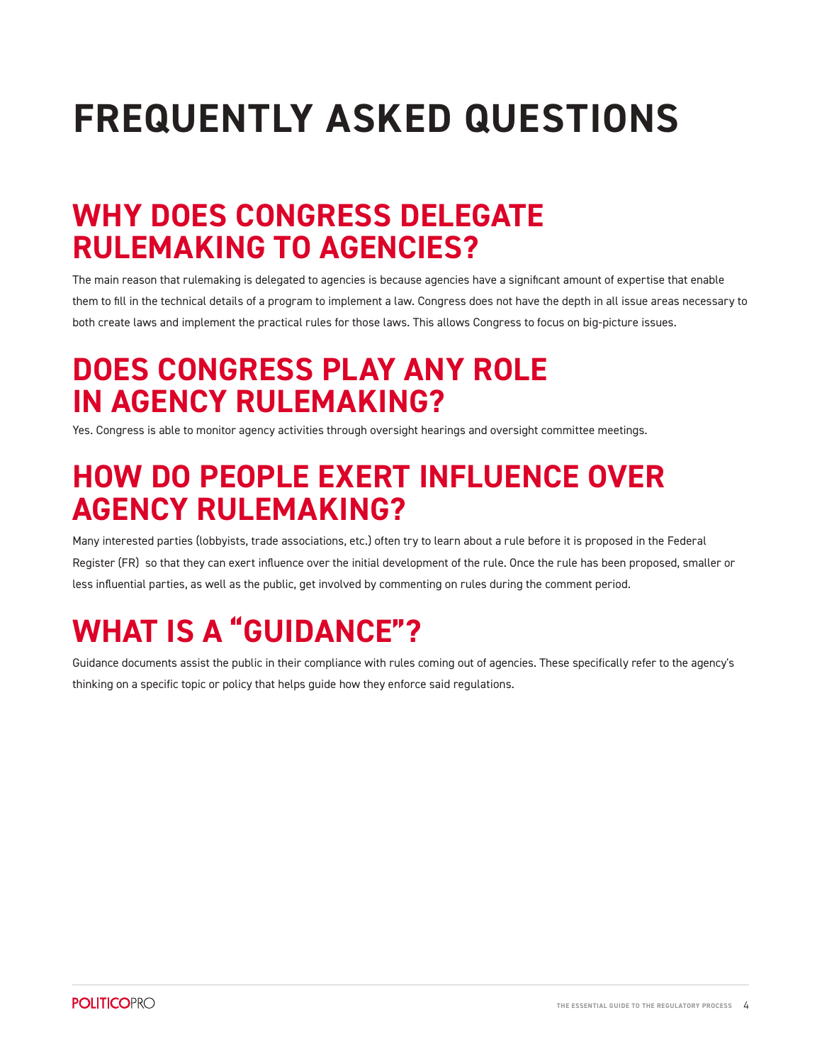# FREQUENTLY ASKED QUESTIONS

## WHY DOES CONGRESS DELEGATE RULEMAKING TO AGENCIES?

The main reason that rulemaking is delegated to agencies is because agencies have a significant amount of expertise that enable them to fill in the technical details of a program to implement a law. Congress does not have the depth in all issue areas necessary to both create laws and implement the practical rules for those laws. This allows Congress to focus on big-picture issues.

## DOES CONGRESS PLAY ANY ROLE IN AGENCY RULEMAKING?

Yes. Congress is able to monitor agency activities through oversight hearings and oversight committee meetings.

## HOW DO PEOPLE EXERT INFLUENCE OVER AGENCY RULEMAKING?

Many interested parties (lobbyists, trade associations, etc.) often try to learn about a rule before it is proposed in the Federal Register (FR) so that they can exert influence over the initial development of the rule. Once the rule has been proposed, smaller or less influential parties, as well as the public, get involved by commenting on rules during the comment period.

## WHAT IS A "GUIDANCE"?

Guidance documents assist the public in their compliance with rules coming out of agencies. These specifically refer to the agency's thinking on a specific topic or policy that helps guide how they enforce said regulations.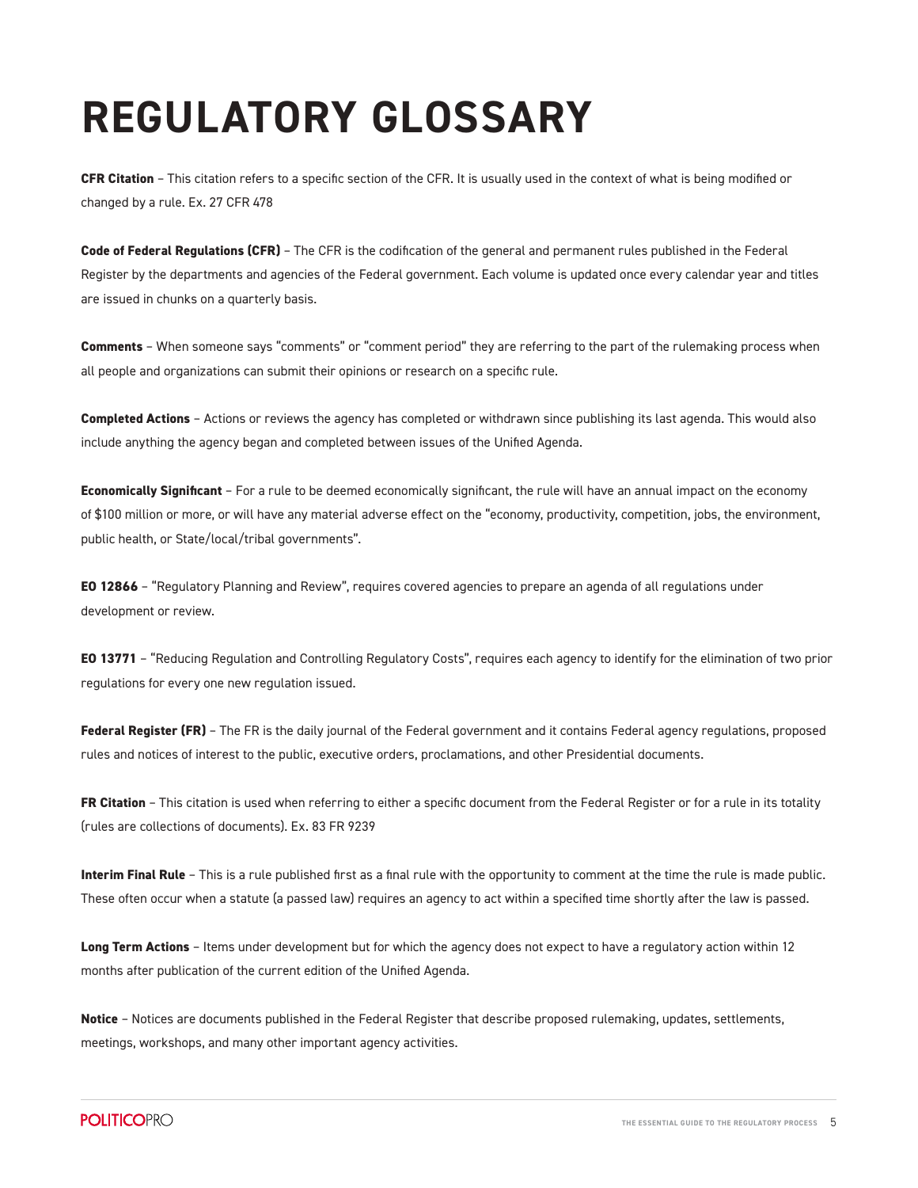# REGULATORY GLOSSARY

**CFR Citation** – This citation refers to a specific section of the CFR. It is usually used in the context of what is being modified or changed by a rule. Ex. 27 CFR 478

**Code of Federal Regulations (CFR)** – The CFR is the codification of the general and permanent rules published in the Federal Register by the departments and agencies of the Federal government. Each volume is updated once every calendar year and titles are issued in chunks on a quarterly basis.

**Comments** – When someone says "comments" or "comment period" they are referring to the part of the rulemaking process when all people and organizations can submit their opinions or research on a specific rule.

**Completed Actions** – Actions or reviews the agency has completed or withdrawn since publishing its last agenda. This would also include anything the agency began and completed between issues of the Unified Agenda.

**Economically Significant** – For a rule to be deemed economically significant, the rule will have an annual impact on the economy of $100 million or more, or will have any material adverse effect on the "economy, productivity, competition, jobs, the environment, public health, or State/local/tribal governments".

**EO 12866** – "Regulatory Planning and Review", requires covered agencies to prepare an agenda of all regulations under development or review.

**EO 13771** – "Reducing Regulation and Controlling Regulatory Costs", requires each agency to identify for the elimination of two prior regulations for every one new regulation issued.

**Federal Register (FR)** – The FR is the daily journal of the Federal government and it contains Federal agency regulations, proposed rules and notices of interest to the public, executive orders, proclamations, and other Presidential documents.

**FR Citation** – This citation is used when referring to either a specific document from the Federal Register or for a rule in its totality (rules are collections of documents). Ex. 83 FR 9239

**Interim Final Rule** – This is a rule published first as a final rule with the opportunity to comment at the time the rule is made public. These often occur when a statute (a passed law) requires an agency to act within a specified time shortly after the law is passed.

**Long Term Actions** – Items under development but for which the agency does not expect to have a regulatory action within 12 months after publication of the current edition of the Unified Agenda.

**Notice** – Notices are documents published in the Federal Register that describe proposed rulemaking, updates, settlements, meetings, workshops, and many other important agency activities.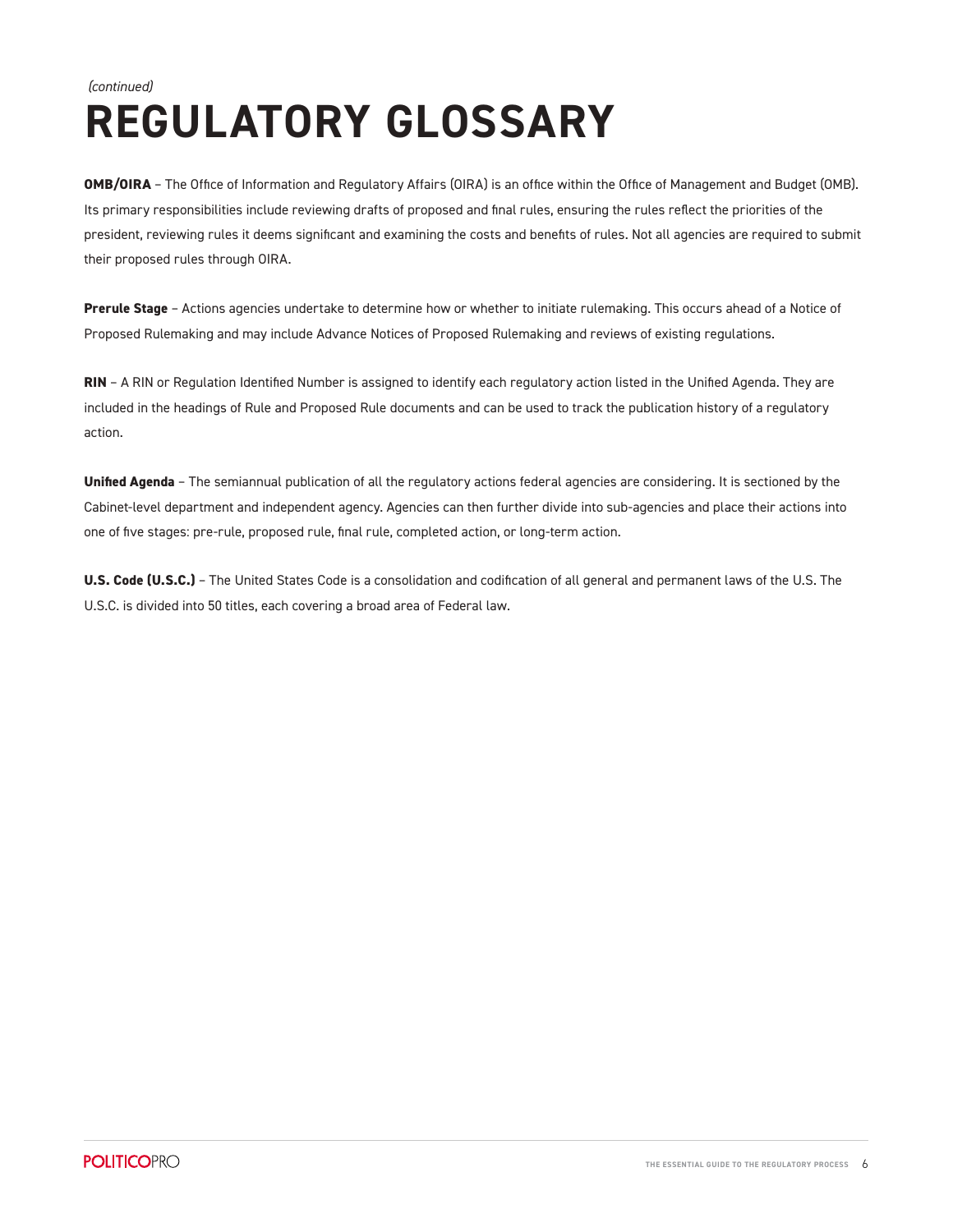*(continued)*

# REGULATORY GLOSSARY

**OMB/OIRA** – The Office of Information and Regulatory Affairs (OIRA) is an office within the Office of Management and Budget (OMB). Its primary responsibilities include reviewing drafts of proposed and final rules, ensuring the rules reflect the priorities of the president, reviewing rules it deems significant and examining the costs and benefits of rules. Not all agencies are required to submit their proposed rules through OIRA.

**Prerule Stage** – Actions agencies undertake to determine how or whether to initiate rulemaking. This occurs ahead of a Notice of Proposed Rulemaking and may include Advance Notices of Proposed Rulemaking and reviews of existing regulations.

**RIN** – A RIN or Regulation Identified Number is assigned to identify each regulatory action listed in the Unified Agenda. They are included in the headings of Rule and Proposed Rule documents and can be used to track the publication history of a regulatory action.

**Unified Agenda** – The semiannual publication of all the regulatory actions federal agencies are considering. It is sectioned by the Cabinet-level department and independent agency. Agencies can then further divide into sub-agencies and place their actions into one of five stages: pre-rule, proposed rule, final rule, completed action, or long-term action.

**U.S. Code (U.S.C.)** – The United States Code is a consolidation and codification of all general and permanent laws of the U.S. The U.S.C. is divided into 50 titles, each covering a broad area of Federal law.